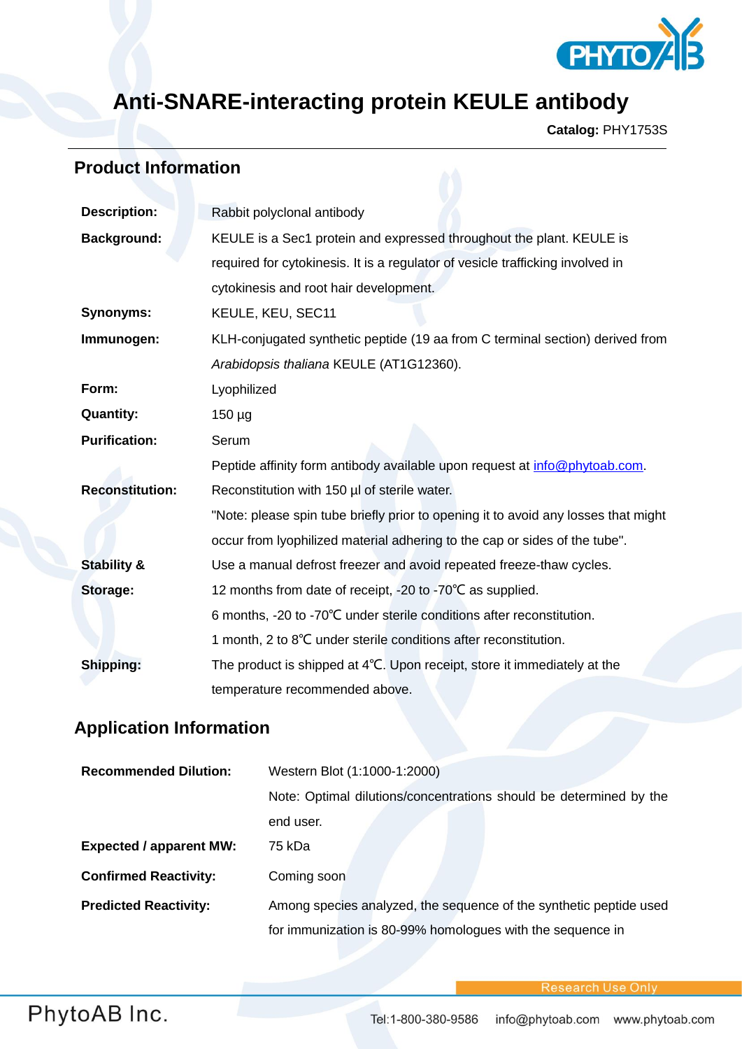# Anti-SNARE-interacting protein KEULE antibody

**Catalog:** PHY1753S

## Product Information

| | |
|---|---|
| **Description:** | Rabbit polyclonal antibody |
| **Background:** | KEULE is a Sec1 protein and expressed throughout the plant. KEULE is required for cytokinesis. It is a regulator of vesicle trafficking involved in cytokinesis and root hair development. |
| **Synonyms:** | KEULE, KEU, SEC11 |
| **Immunogen:** | KLH-conjugated synthetic peptide (19 aa from C terminal section) derived from *Arabidopsis thaliana* KEULE (AT1G12360). |
| **Form:** | Lyophilized |
| **Quantity:** | 150 µg |
| **Purification:** | Serum<br>Peptide affinity form antibody available upon request at info@phytoab.com. |
| **Reconstitution:** | Reconstitution with 150 µl of sterile water.<br>"Note: please spin tube briefly prior to opening it to avoid any losses that might occur from lyophilized material adhering to the cap or sides of the tube". |
| **Stability & Storage:** | Use a manual defrost freezer and avoid repeated freeze-thaw cycles.<br>12 months from date of receipt, -20 to -70℃ as supplied.<br>6 months, -20 to -70℃ under sterile conditions after reconstitution.<br>1 month, 2 to 8℃ under sterile conditions after reconstitution. |
| **Shipping:** | The product is shipped at 4℃. Upon receipt, store it immediately at the temperature recommended above. |

## Application Information

| | |
|---|---|
| **Recommended Dilution:** | Western Blot (1:1000-1:2000)<br>Note: Optimal dilutions/concentrations should be determined by the end user. |
| **Expected / apparent MW:** | 75 kDa |
| **Confirmed Reactivity:** | Coming soon |
| **Predicted Reactivity:** | Among species analyzed, the sequence of the synthetic peptide used for immunization is 80-99% homologues with the sequence in |

Research Use Only

PhytoAB Inc. Tel:1-800-380-9586 info@phytoab.com www.phytoab.com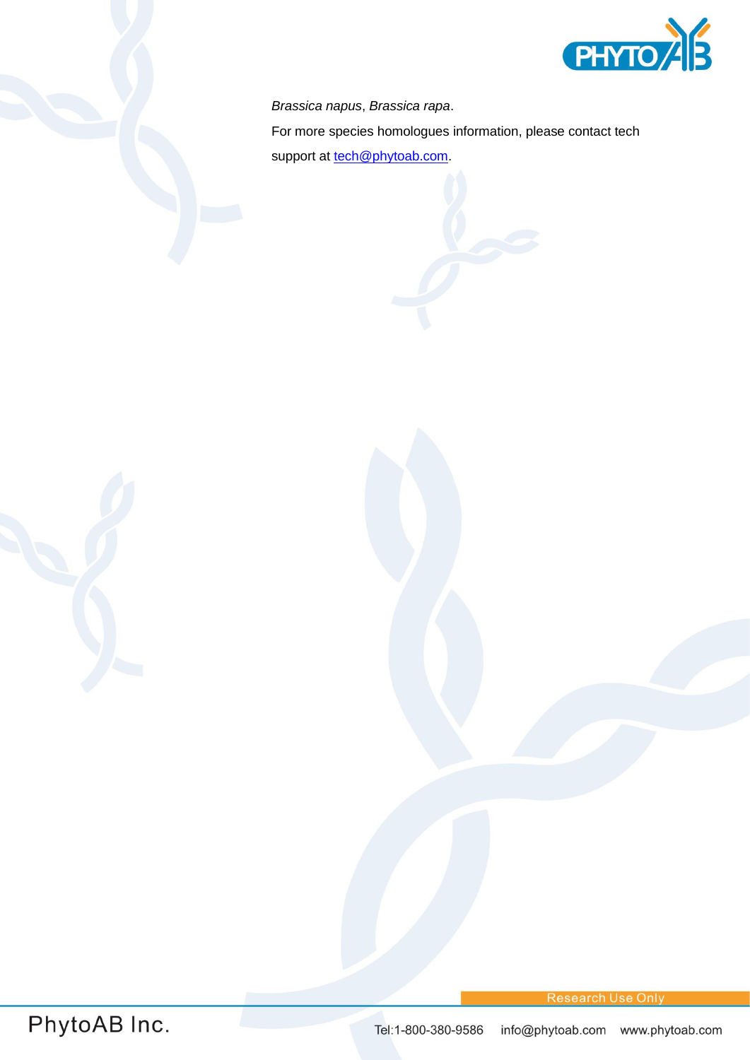*Brassica napus*, *Brassica rapa*.

For more species homologues information, please contact tech support at tech@phytoab.com.